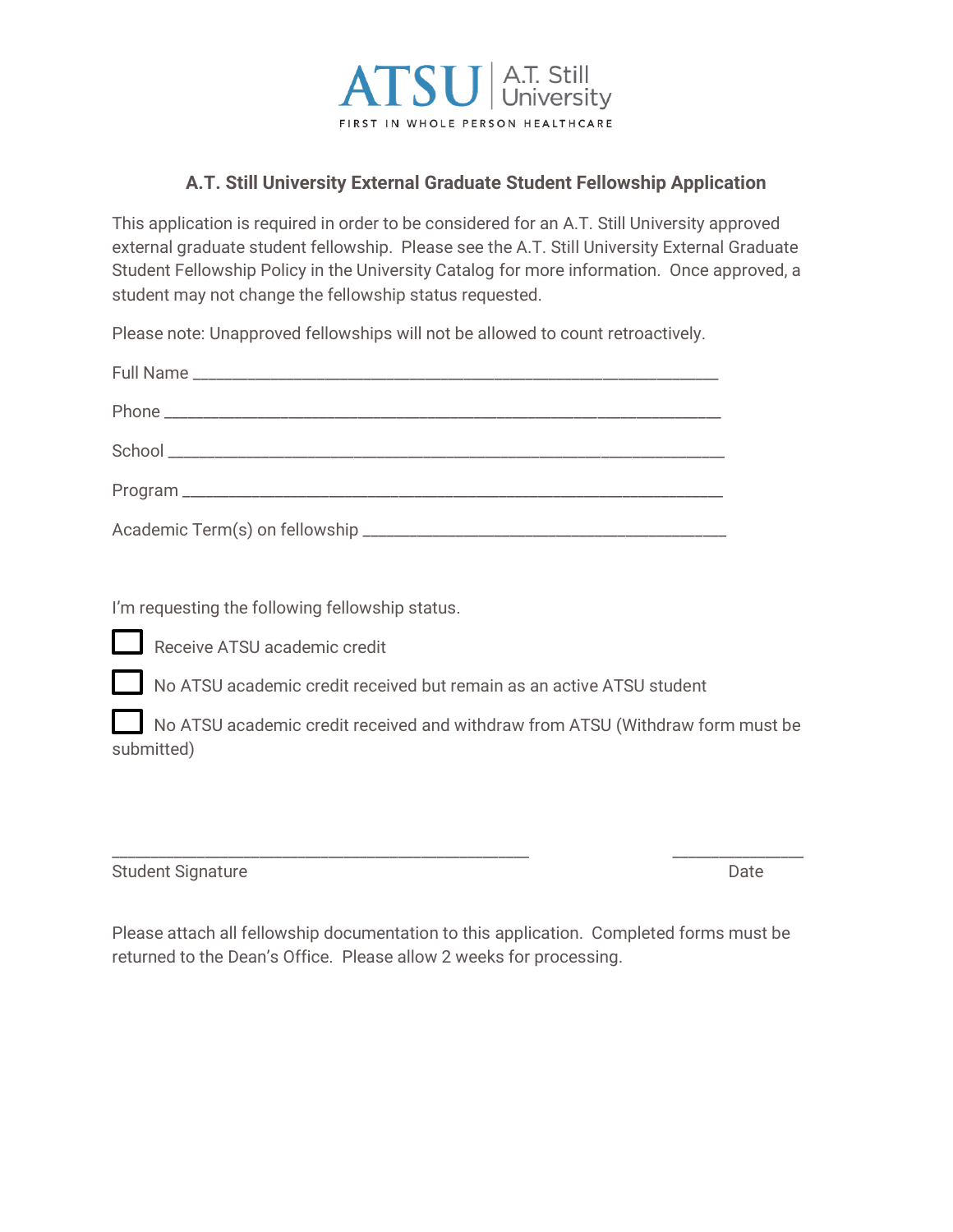ATSU | A.T. Still University

FIRST IN WHOLE PERSON HEALTHCARE

## A.T. Still University External Graduate Student Fellowship Application

This application is required in order to be considered for an A.T. Still University approved external graduate student fellowship. Please see the A.T. Still University External Graduate Student Fellowship Policy in the University Catalog for more information. Once approved, a student may not change the fellowship status requested.

Please note: Unapproved fellowships will not be allowed to count retroactively.

Full Name ____________________________________________________________

Phone ________________________________________________________________

School _______________________________________________________________

Program ______________________________________________________________

Academic Term(s) on fellowship ________________________________________

I'm requesting the following fellowship status.

- ☐ Receive ATSU academic credit
- ☐ No ATSU academic credit received but remain as an active ATSU student
- ☐ No ATSU academic credit received and withdraw from ATSU (Withdraw form must be submitted)

_____________________________________________ ______________

Student Signature Date

Please attach all fellowship documentation to this application. Completed forms must be returned to the Dean's Office. Please allow 2 weeks for processing.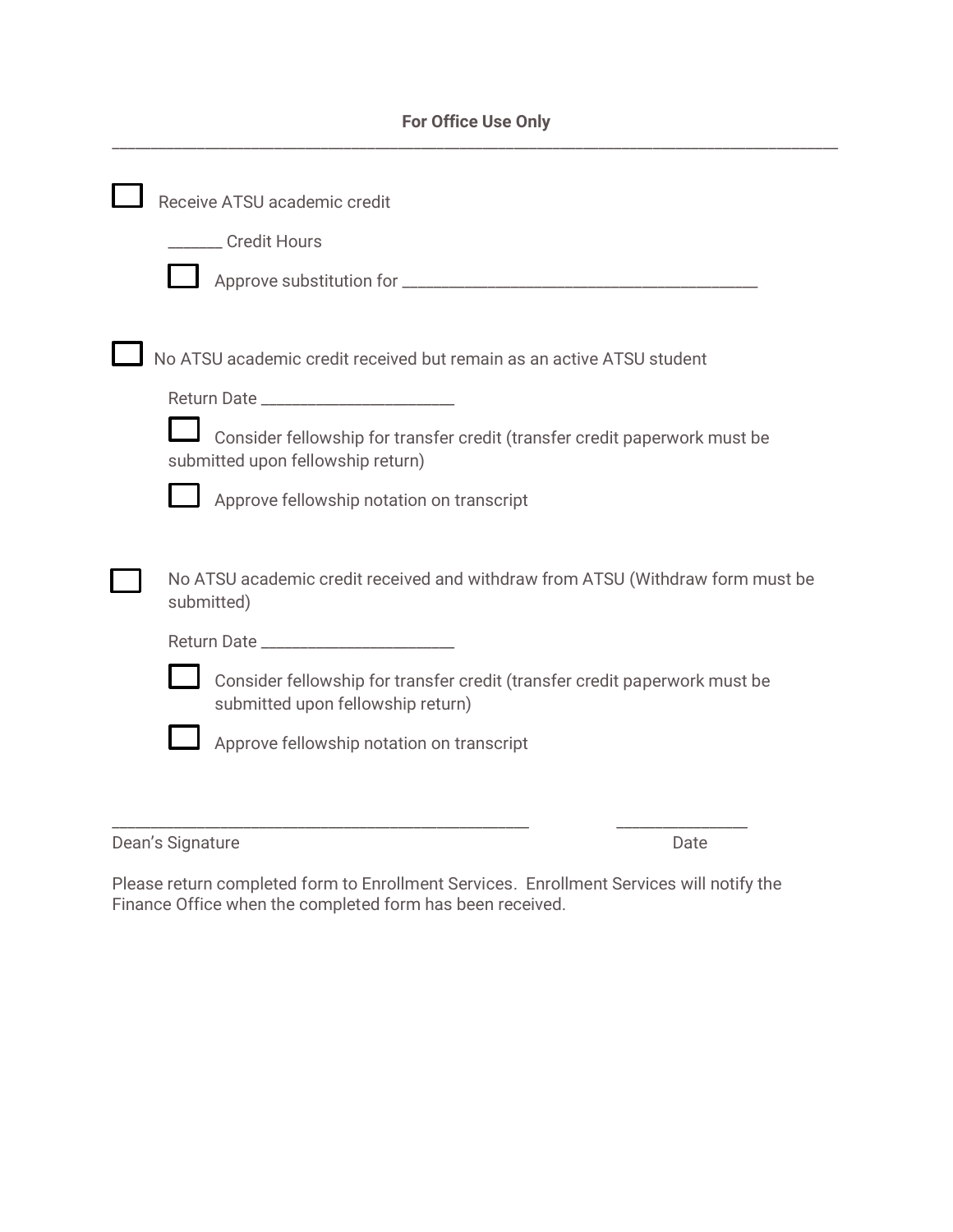**For Office Use Only**

---

- [ ] Receive ATSU academic credit

  _______ Credit Hours

  - [ ] Approve substitution for ____________________________________________

- [ ] No ATSU academic credit received but remain as an active ATSU student

  Return Date ________________________

  - [ ] Consider fellowship for transfer credit (transfer credit paperwork must be submitted upon fellowship return)
  - [ ] Approve fellowship notation on transcript

- [ ] No ATSU academic credit received and withdraw from ATSU (Withdraw form must be submitted)

  Return Date ________________________

  - [ ] Consider fellowship for transfer credit (transfer credit paperwork must be submitted upon fellowship return)
  - [ ] Approve fellowship notation on transcript

____________________________________________________ ________________

Dean's Signature Date

Please return completed form to Enrollment Services. Enrollment Services will notify the Finance Office when the completed form has been received.